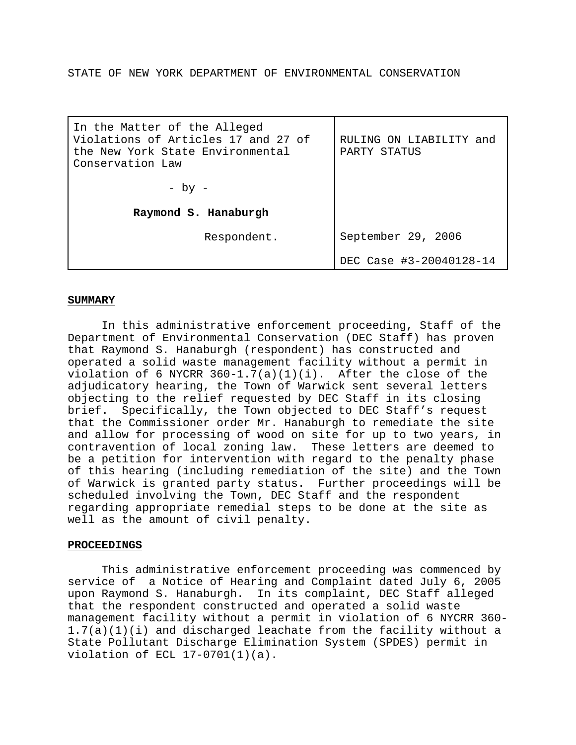STATE OF NEW YORK DEPARTMENT OF ENVIRONMENTAL CONSERVATION

| In the Matter of the Alleged Violations of Articles 17 and 27 of the New York State Environmental Conservation Law<br><br>- by -<br><br>**Raymond S. Hanaburgh**<br><br>Respondent. | RULING ON LIABILITY and PARTY STATUS<br><br>September 29, 2006<br><br>DEC Case #3-20040128-14 |
|---|---|

## SUMMARY

In this administrative enforcement proceeding, Staff of the Department of Environmental Conservation (DEC Staff) has proven that Raymond S. Hanaburgh (respondent) has constructed and operated a solid waste management facility without a permit in violation of 6 NYCRR 360-1.7(a)(1)(i). After the close of the adjudicatory hearing, the Town of Warwick sent several letters objecting to the relief requested by DEC Staff in its closing brief. Specifically, the Town objected to DEC Staff's request that the Commissioner order Mr. Hanaburgh to remediate the site and allow for processing of wood on site for up to two years, in contravention of local zoning law. These letters are deemed to be a petition for intervention with regard to the penalty phase of this hearing (including remediation of the site) and the Town of Warwick is granted party status. Further proceedings will be scheduled involving the Town, DEC Staff and the respondent regarding appropriate remedial steps to be done at the site as well as the amount of civil penalty.

## PROCEEDINGS

This administrative enforcement proceeding was commenced by service of a Notice of Hearing and Complaint dated July 6, 2005 upon Raymond S. Hanaburgh. In its complaint, DEC Staff alleged that the respondent constructed and operated a solid waste management facility without a permit in violation of 6 NYCRR 360-1.7(a)(1)(i) and discharged leachate from the facility without a State Pollutant Discharge Elimination System (SPDES) permit in violation of ECL 17-0701(1)(a).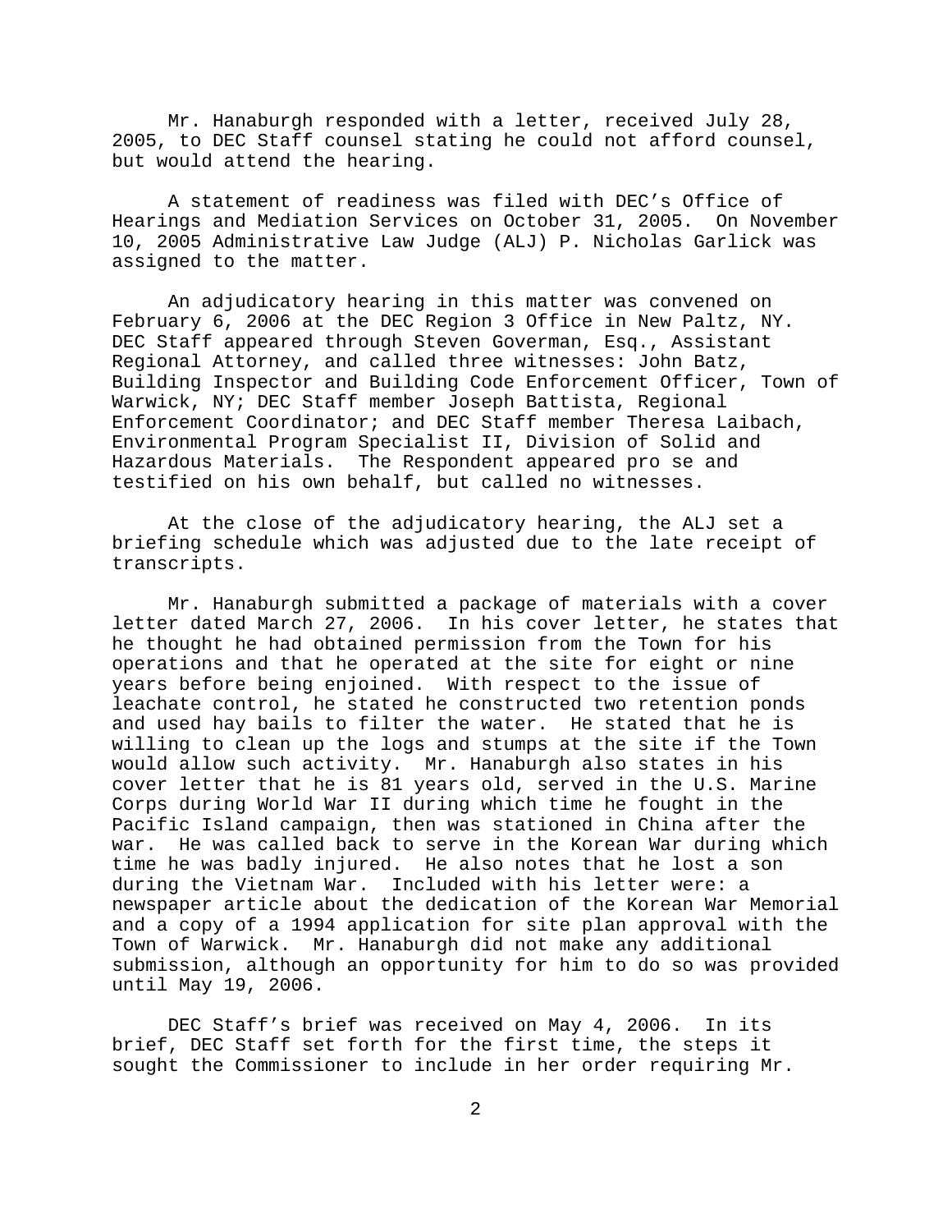Mr. Hanaburgh responded with a letter, received July 28, 2005, to DEC Staff counsel stating he could not afford counsel, but would attend the hearing.

A statement of readiness was filed with DEC's Office of Hearings and Mediation Services on October 31, 2005. On November 10, 2005 Administrative Law Judge (ALJ) P. Nicholas Garlick was assigned to the matter.

An adjudicatory hearing in this matter was convened on February 6, 2006 at the DEC Region 3 Office in New Paltz, NY. DEC Staff appeared through Steven Goverman, Esq., Assistant Regional Attorney, and called three witnesses: John Batz, Building Inspector and Building Code Enforcement Officer, Town of Warwick, NY; DEC Staff member Joseph Battista, Regional Enforcement Coordinator; and DEC Staff member Theresa Laibach, Environmental Program Specialist II, Division of Solid and Hazardous Materials. The Respondent appeared pro se and testified on his own behalf, but called no witnesses.

At the close of the adjudicatory hearing, the ALJ set a briefing schedule which was adjusted due to the late receipt of transcripts.

Mr. Hanaburgh submitted a package of materials with a cover letter dated March 27, 2006. In his cover letter, he states that he thought he had obtained permission from the Town for his operations and that he operated at the site for eight or nine years before being enjoined. With respect to the issue of leachate control, he stated he constructed two retention ponds and used hay bails to filter the water. He stated that he is willing to clean up the logs and stumps at the site if the Town would allow such activity. Mr. Hanaburgh also states in his cover letter that he is 81 years old, served in the U.S. Marine Corps during World War II during which time he fought in the Pacific Island campaign, then was stationed in China after the war. He was called back to serve in the Korean War during which time he was badly injured. He also notes that he lost a son during the Vietnam War. Included with his letter were: a newspaper article about the dedication of the Korean War Memorial and a copy of a 1994 application for site plan approval with the Town of Warwick. Mr. Hanaburgh did not make any additional submission, although an opportunity for him to do so was provided until May 19, 2006.

DEC Staff's brief was received on May 4, 2006. In its brief, DEC Staff set forth for the first time, the steps it sought the Commissioner to include in her order requiring Mr.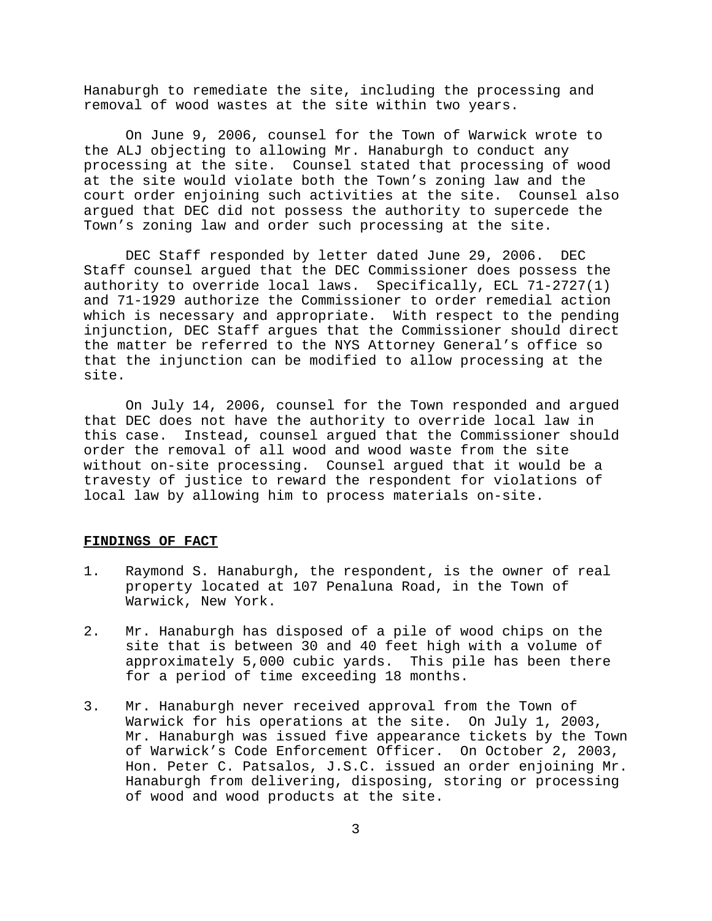Hanaburgh to remediate the site, including the processing and removal of wood wastes at the site within two years.

On June 9, 2006, counsel for the Town of Warwick wrote to the ALJ objecting to allowing Mr. Hanaburgh to conduct any processing at the site. Counsel stated that processing of wood at the site would violate both the Town's zoning law and the court order enjoining such activities at the site. Counsel also argued that DEC did not possess the authority to supercede the Town's zoning law and order such processing at the site.

DEC Staff responded by letter dated June 29, 2006. DEC Staff counsel argued that the DEC Commissioner does possess the authority to override local laws. Specifically, ECL 71-2727(1) and 71-1929 authorize the Commissioner to order remedial action which is necessary and appropriate. With respect to the pending injunction, DEC Staff argues that the Commissioner should direct the matter be referred to the NYS Attorney General's office so that the injunction can be modified to allow processing at the site.

On July 14, 2006, counsel for the Town responded and argued that DEC does not have the authority to override local law in this case. Instead, counsel argued that the Commissioner should order the removal of all wood and wood waste from the site without on-site processing. Counsel argued that it would be a travesty of justice to reward the respondent for violations of local law by allowing him to process materials on-site.

**FINDINGS OF FACT**

1. Raymond S. Hanaburgh, the respondent, is the owner of real property located at 107 Penaluna Road, in the Town of Warwick, New York.

2. Mr. Hanaburgh has disposed of a pile of wood chips on the site that is between 30 and 40 feet high with a volume of approximately 5,000 cubic yards. This pile has been there for a period of time exceeding 18 months.

3. Mr. Hanaburgh never received approval from the Town of Warwick for his operations at the site. On July 1, 2003, Mr. Hanaburgh was issued five appearance tickets by the Town of Warwick's Code Enforcement Officer. On October 2, 2003, Hon. Peter C. Patsalos, J.S.C. issued an order enjoining Mr. Hanaburgh from delivering, disposing, storing or processing of wood and wood products at the site.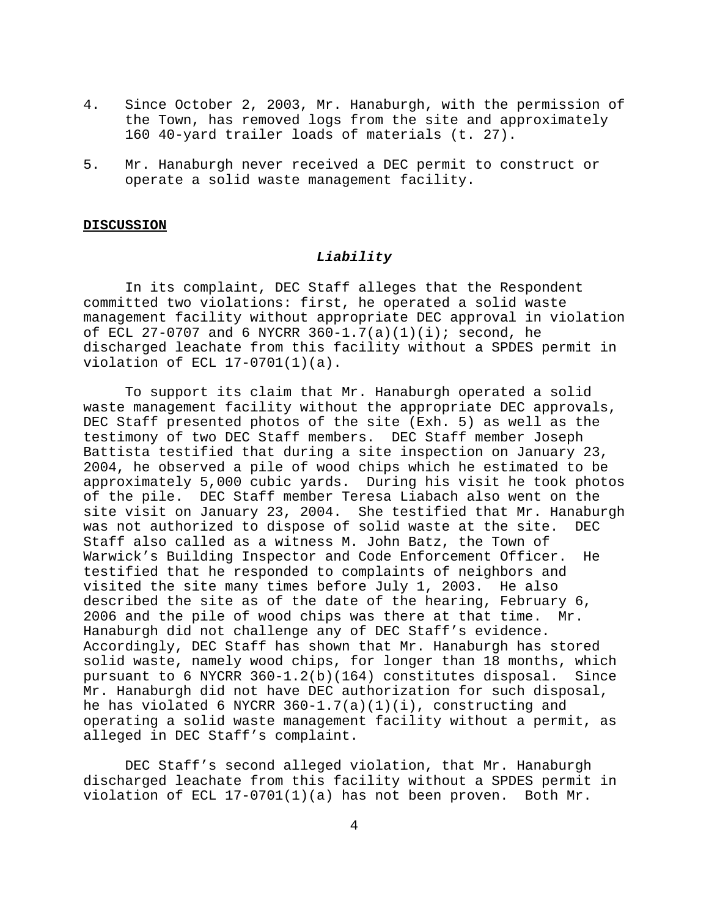4. Since October 2, 2003, Mr. Hanaburgh, with the permission of the Town, has removed logs from the site and approximately 160 40-yard trailer loads of materials (t. 27).

5. Mr. Hanaburgh never received a DEC permit to construct or operate a solid waste management facility.

**DISCUSSION**

***Liability***

In its complaint, DEC Staff alleges that the Respondent committed two violations: first, he operated a solid waste management facility without appropriate DEC approval in violation of ECL 27-0707 and 6 NYCRR 360-1.7(a)(1)(i); second, he discharged leachate from this facility without a SPDES permit in violation of ECL 17-0701(1)(a).

To support its claim that Mr. Hanaburgh operated a solid waste management facility without the appropriate DEC approvals, DEC Staff presented photos of the site (Exh. 5) as well as the testimony of two DEC Staff members. DEC Staff member Joseph Battista testified that during a site inspection on January 23, 2004, he observed a pile of wood chips which he estimated to be approximately 5,000 cubic yards. During his visit he took photos of the pile. DEC Staff member Teresa Liabach also went on the site visit on January 23, 2004. She testified that Mr. Hanaburgh was not authorized to dispose of solid waste at the site. DEC Staff also called as a witness M. John Batz, the Town of Warwick's Building Inspector and Code Enforcement Officer. He testified that he responded to complaints of neighbors and visited the site many times before July 1, 2003. He also described the site as of the date of the hearing, February 6, 2006 and the pile of wood chips was there at that time. Mr. Hanaburgh did not challenge any of DEC Staff's evidence. Accordingly, DEC Staff has shown that Mr. Hanaburgh has stored solid waste, namely wood chips, for longer than 18 months, which pursuant to 6 NYCRR 360-1.2(b)(164) constitutes disposal. Since Mr. Hanaburgh did not have DEC authorization for such disposal, he has violated 6 NYCRR 360-1.7(a)(1)(i), constructing and operating a solid waste management facility without a permit, as alleged in DEC Staff's complaint.

DEC Staff's second alleged violation, that Mr. Hanaburgh discharged leachate from this facility without a SPDES permit in violation of ECL 17-0701(1)(a) has not been proven. Both Mr.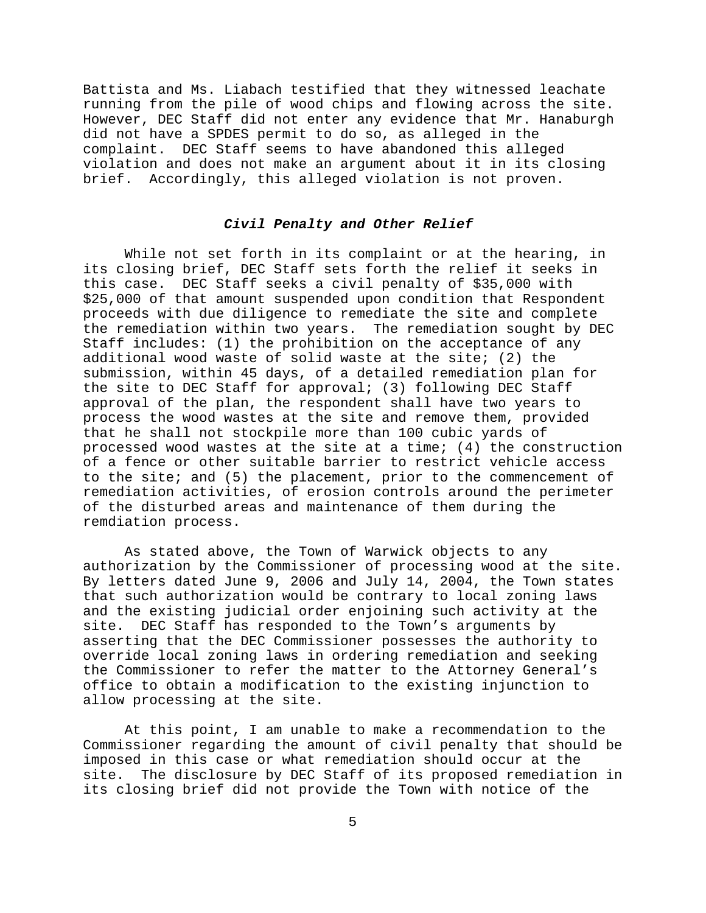Battista and Ms. Liabach testified that they witnessed leachate running from the pile of wood chips and flowing across the site. However, DEC Staff did not enter any evidence that Mr. Hanaburgh did not have a SPDES permit to do so, as alleged in the complaint. DEC Staff seems to have abandoned this alleged violation and does not make an argument about it in its closing brief. Accordingly, this alleged violation is not proven.

### ***Civil Penalty and Other Relief***

While not set forth in its complaint or at the hearing, in its closing brief, DEC Staff sets forth the relief it seeks in this case. DEC Staff seeks a civil penalty of $35,000 with $25,000 of that amount suspended upon condition that Respondent proceeds with due diligence to remediate the site and complete the remediation within two years. The remediation sought by DEC Staff includes: (1) the prohibition on the acceptance of any additional wood waste of solid waste at the site; (2) the submission, within 45 days, of a detailed remediation plan for the site to DEC Staff for approval; (3) following DEC Staff approval of the plan, the respondent shall have two years to process the wood wastes at the site and remove them, provided that he shall not stockpile more than 100 cubic yards of processed wood wastes at the site at a time; (4) the construction of a fence or other suitable barrier to restrict vehicle access to the site; and (5) the placement, prior to the commencement of remediation activities, of erosion controls around the perimeter of the disturbed areas and maintenance of them during the remdiation process.

As stated above, the Town of Warwick objects to any authorization by the Commissioner of processing wood at the site. By letters dated June 9, 2006 and July 14, 2004, the Town states that such authorization would be contrary to local zoning laws and the existing judicial order enjoining such activity at the site. DEC Staff has responded to the Town's arguments by asserting that the DEC Commissioner possesses the authority to override local zoning laws in ordering remediation and seeking the Commissioner to refer the matter to the Attorney General's office to obtain a modification to the existing injunction to allow processing at the site.

At this point, I am unable to make a recommendation to the Commissioner regarding the amount of civil penalty that should be imposed in this case or what remediation should occur at the site. The disclosure by DEC Staff of its proposed remediation in its closing brief did not provide the Town with notice of the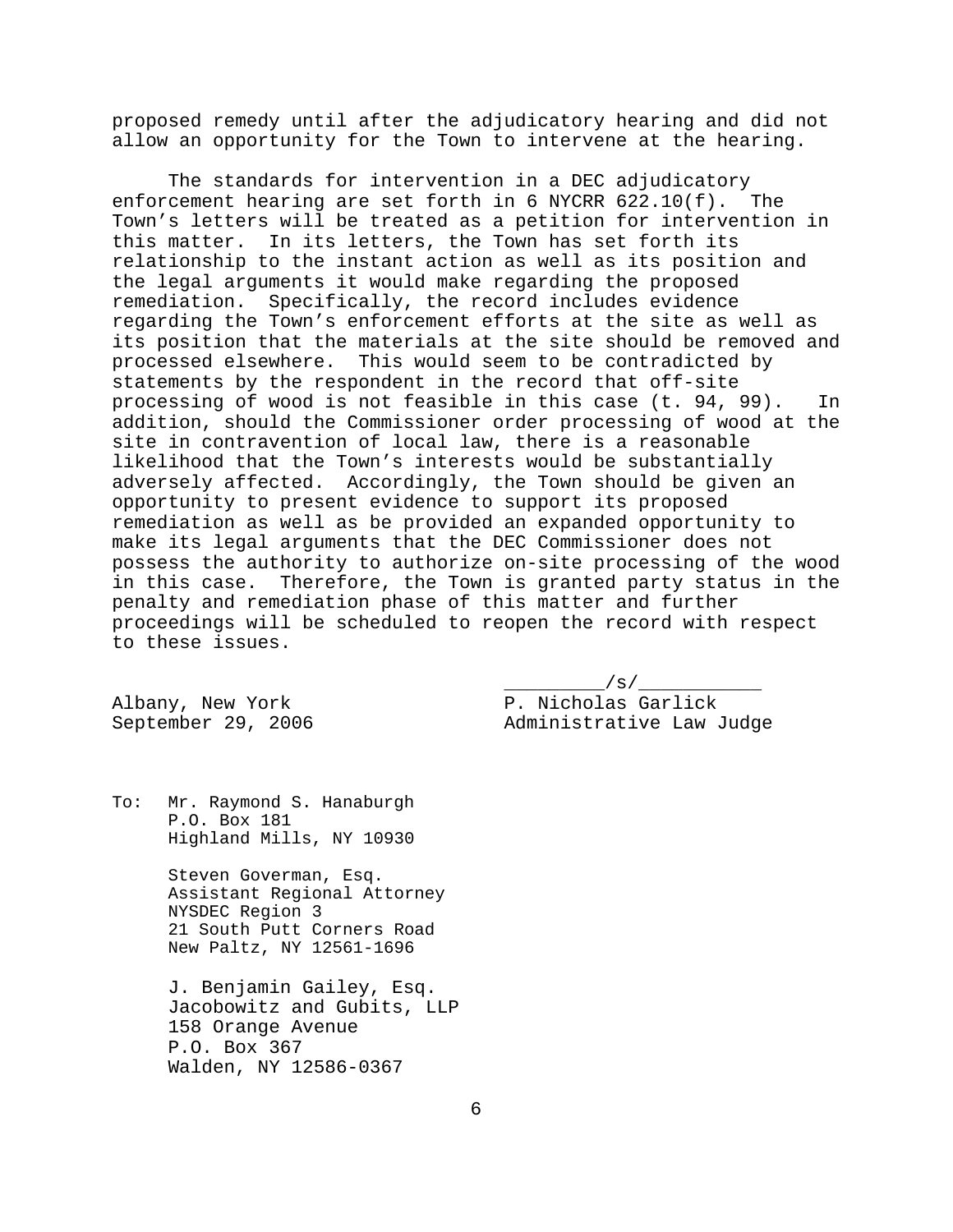proposed remedy until after the adjudicatory hearing and did not allow an opportunity for the Town to intervene at the hearing.

The standards for intervention in a DEC adjudicatory enforcement hearing are set forth in 6 NYCRR 622.10(f). The Town's letters will be treated as a petition for intervention in this matter. In its letters, the Town has set forth its relationship to the instant action as well as its position and the legal arguments it would make regarding the proposed remediation. Specifically, the record includes evidence regarding the Town's enforcement efforts at the site as well as its position that the materials at the site should be removed and processed elsewhere. This would seem to be contradicted by statements by the respondent in the record that off-site processing of wood is not feasible in this case (t. 94, 99). In addition, should the Commissioner order processing of wood at the site in contravention of local law, there is a reasonable likelihood that the Town's interests would be substantially adversely affected. Accordingly, the Town should be given an opportunity to present evidence to support its proposed remediation as well as be provided an expanded opportunity to make its legal arguments that the DEC Commissioner does not possess the authority to authorize on-site processing of the wood in this case. Therefore, the Town is granted party status in the penalty and remediation phase of this matter and further proceedings will be scheduled to reopen the record with respect to these issues.

_________/s/___________
P. Nicholas Garlick
Administrative Law Judge

Albany, New York
September 29, 2006

To: Mr. Raymond S. Hanaburgh
P.O. Box 181
Highland Mills, NY 10930

Steven Goverman, Esq.
Assistant Regional Attorney
NYSDEC Region 3
21 South Putt Corners Road
New Paltz, NY 12561-1696

J. Benjamin Gailey, Esq.
Jacobowitz and Gubits, LLP
158 Orange Avenue
P.O. Box 367
Walden, NY 12586-0367